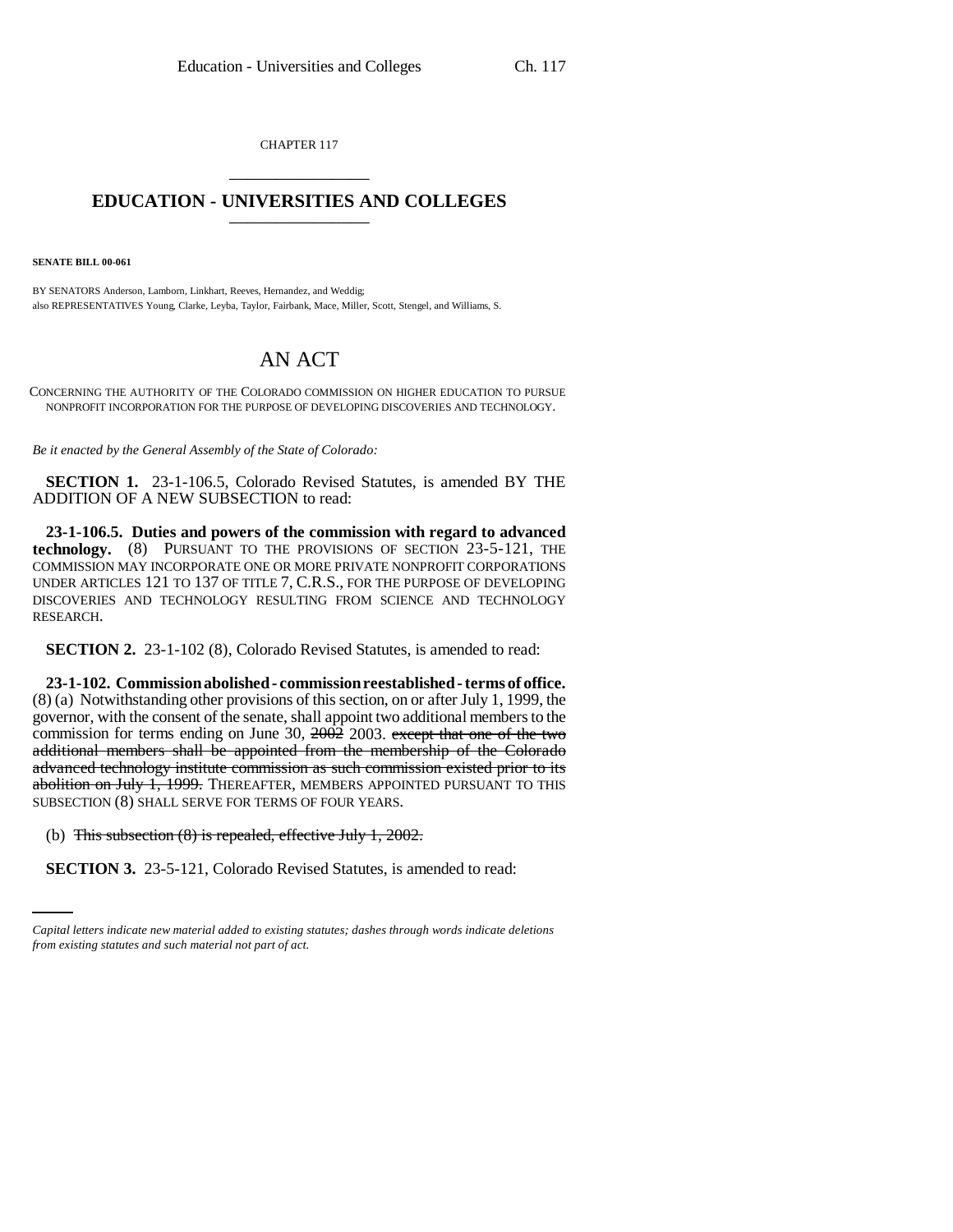CHAPTER 117

## EDUCATION - UNIVERSITIES AND COLLEGES

**SENATE BILL 00-061**

BY SENATORS Anderson, Lamborn, Linkhart, Reeves, Hernandez, and Weddig;
also REPRESENTATIVES Young, Clarke, Leyba, Taylor, Fairbank, Mace, Miller, Scott, Stengel, and Williams, S.

# AN ACT

CONCERNING THE AUTHORITY OF THE COLORADO COMMISSION ON HIGHER EDUCATION TO PURSUE NONPROFIT INCORPORATION FOR THE PURPOSE OF DEVELOPING DISCOVERIES AND TECHNOLOGY.

*Be it enacted by the General Assembly of the State of Colorado:*

**SECTION 1.** 23-1-106.5, Colorado Revised Statutes, is amended BY THE ADDITION OF A NEW SUBSECTION to read:

**23-1-106.5. Duties and powers of the commission with regard to advanced technology.** (8) PURSUANT TO THE PROVISIONS OF SECTION 23-5-121, THE COMMISSION MAY INCORPORATE ONE OR MORE PRIVATE NONPROFIT CORPORATIONS UNDER ARTICLES 121 TO 137 OF TITLE 7, C.R.S., FOR THE PURPOSE OF DEVELOPING DISCOVERIES AND TECHNOLOGY RESULTING FROM SCIENCE AND TECHNOLOGY RESEARCH.

**SECTION 2.** 23-1-102 (8), Colorado Revised Statutes, is amended to read:

**23-1-102. Commission abolished - commission reestablished - terms of office.** (8) (a) Notwithstanding other provisions of this section, on or after July 1, 1999, the governor, with the consent of the senate, shall appoint two additional members to the commission for terms ending on June 30, ~~2002~~ 2003. ~~except that one of the two additional members shall be appointed from the membership of the Colorado advanced technology institute commission as such commission existed prior to its abolition on July 1, 1999.~~ THEREAFTER, MEMBERS APPOINTED PURSUANT TO THIS SUBSECTION (8) SHALL SERVE FOR TERMS OF FOUR YEARS.

(b) ~~This subsection (8) is repealed, effective July 1, 2002.~~

**SECTION 3.** 23-5-121, Colorado Revised Statutes, is amended to read:

*Capital letters indicate new material added to existing statutes; dashes through words indicate deletions from existing statutes and such material not part of act.*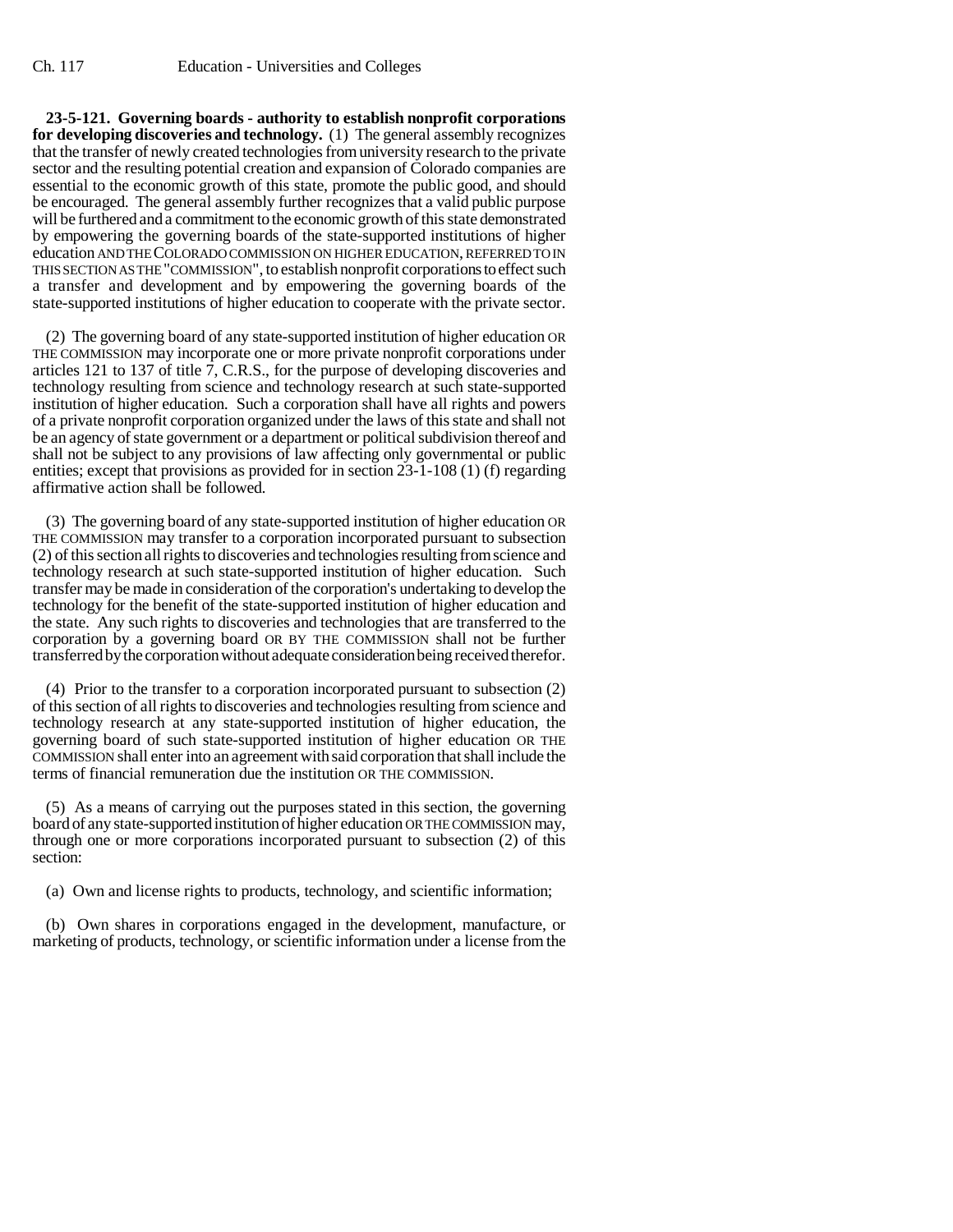**23-5-121. Governing boards - authority to establish nonprofit corporations for developing discoveries and technology.** (1) The general assembly recognizes that the transfer of newly created technologies from university research to the private sector and the resulting potential creation and expansion of Colorado companies are essential to the economic growth of this state, promote the public good, and should be encouraged. The general assembly further recognizes that a valid public purpose will be furthered and a commitment to the economic growth of this state demonstrated by empowering the governing boards of the state-supported institutions of higher education AND THE COLORADO COMMISSION ON HIGHER EDUCATION, REFERRED TO IN THIS SECTION AS THE "COMMISSION", to establish nonprofit corporations to effect such a transfer and development and by empowering the governing boards of the state-supported institutions of higher education to cooperate with the private sector.

(2) The governing board of any state-supported institution of higher education OR THE COMMISSION may incorporate one or more private nonprofit corporations under articles 121 to 137 of title 7, C.R.S., for the purpose of developing discoveries and technology resulting from science and technology research at such state-supported institution of higher education. Such a corporation shall have all rights and powers of a private nonprofit corporation organized under the laws of this state and shall not be an agency of state government or a department or political subdivision thereof and shall not be subject to any provisions of law affecting only governmental or public entities; except that provisions as provided for in section 23-1-108 (1) (f) regarding affirmative action shall be followed.

(3) The governing board of any state-supported institution of higher education OR THE COMMISSION may transfer to a corporation incorporated pursuant to subsection (2) of this section all rights to discoveries and technologies resulting from science and technology research at such state-supported institution of higher education. Such transfer may be made in consideration of the corporation's undertaking to develop the technology for the benefit of the state-supported institution of higher education and the state. Any such rights to discoveries and technologies that are transferred to the corporation by a governing board OR BY THE COMMISSION shall not be further transferred by the corporation without adequate consideration being received therefor.

(4) Prior to the transfer to a corporation incorporated pursuant to subsection (2) of this section of all rights to discoveries and technologies resulting from science and technology research at any state-supported institution of higher education, the governing board of such state-supported institution of higher education OR THE COMMISSION shall enter into an agreement with said corporation that shall include the terms of financial remuneration due the institution OR THE COMMISSION.

(5) As a means of carrying out the purposes stated in this section, the governing board of any state-supported institution of higher education OR THE COMMISSION may, through one or more corporations incorporated pursuant to subsection (2) of this section:

(a) Own and license rights to products, technology, and scientific information;

(b) Own shares in corporations engaged in the development, manufacture, or marketing of products, technology, or scientific information under a license from the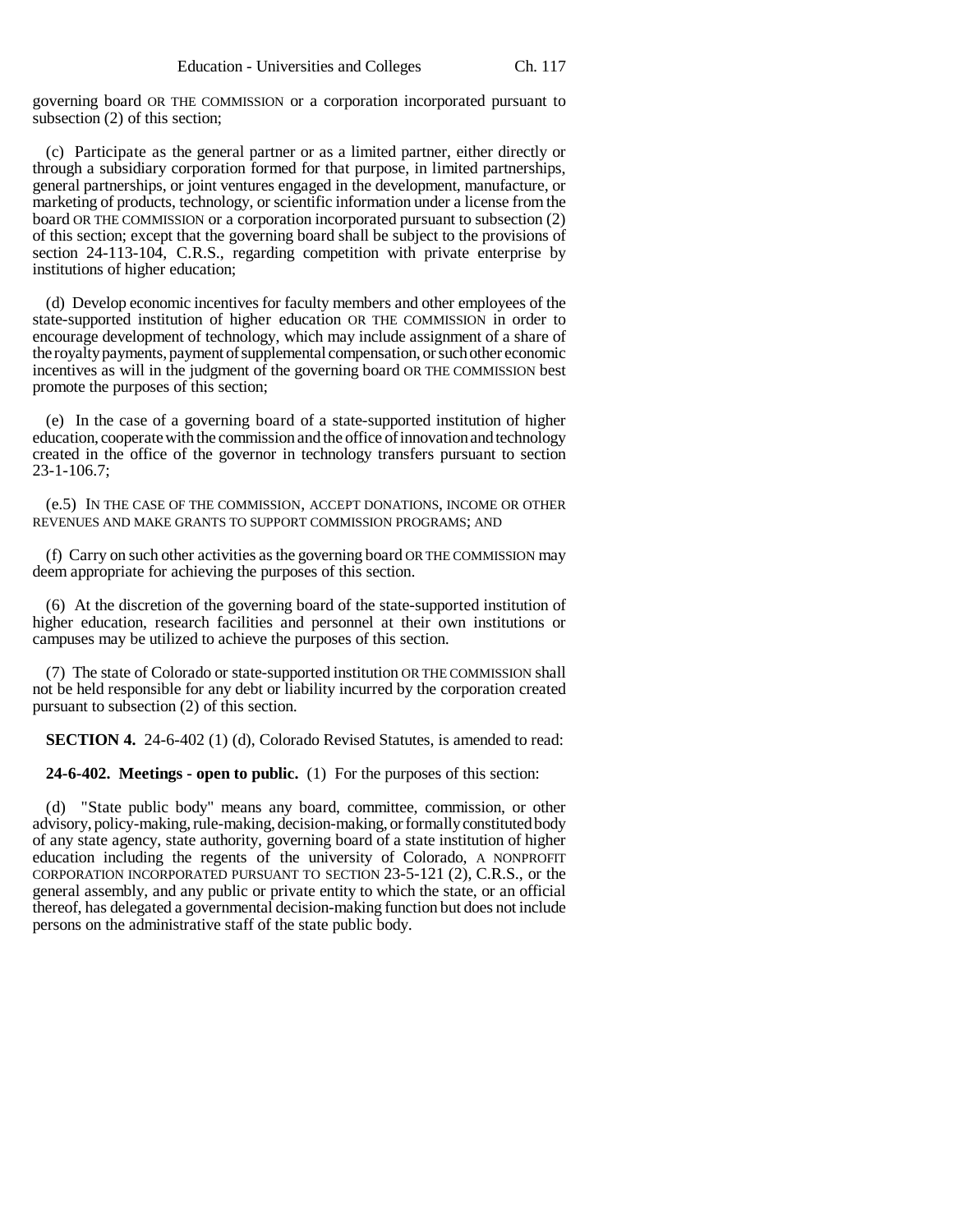governing board OR THE COMMISSION or a corporation incorporated pursuant to subsection (2) of this section;

(c) Participate as the general partner or as a limited partner, either directly or through a subsidiary corporation formed for that purpose, in limited partnerships, general partnerships, or joint ventures engaged in the development, manufacture, or marketing of products, technology, or scientific information under a license from the board OR THE COMMISSION or a corporation incorporated pursuant to subsection (2) of this section; except that the governing board shall be subject to the provisions of section 24-113-104, C.R.S., regarding competition with private enterprise by institutions of higher education;

(d) Develop economic incentives for faculty members and other employees of the state-supported institution of higher education OR THE COMMISSION in order to encourage development of technology, which may include assignment of a share of the royalty payments, payment of supplemental compensation, or such other economic incentives as will in the judgment of the governing board OR THE COMMISSION best promote the purposes of this section;

(e) In the case of a governing board of a state-supported institution of higher education, cooperate with the commission and the office of innovation and technology created in the office of the governor in technology transfers pursuant to section 23-1-106.7;

(e.5) IN THE CASE OF THE COMMISSION, ACCEPT DONATIONS, INCOME OR OTHER REVENUES AND MAKE GRANTS TO SUPPORT COMMISSION PROGRAMS; AND

(f) Carry on such other activities as the governing board OR THE COMMISSION may deem appropriate for achieving the purposes of this section.

(6) At the discretion of the governing board of the state-supported institution of higher education, research facilities and personnel at their own institutions or campuses may be utilized to achieve the purposes of this section.

(7) The state of Colorado or state-supported institution OR THE COMMISSION shall not be held responsible for any debt or liability incurred by the corporation created pursuant to subsection (2) of this section.

**SECTION 4.** 24-6-402 (1) (d), Colorado Revised Statutes, is amended to read:

**24-6-402. Meetings - open to public.** (1) For the purposes of this section:

(d) "State public body" means any board, committee, commission, or other advisory, policy-making, rule-making, decision-making, or formally constituted body of any state agency, state authority, governing board of a state institution of higher education including the regents of the university of Colorado, A NONPROFIT CORPORATION INCORPORATED PURSUANT TO SECTION 23-5-121 (2), C.R.S., or the general assembly, and any public or private entity to which the state, or an official thereof, has delegated a governmental decision-making function but does not include persons on the administrative staff of the state public body.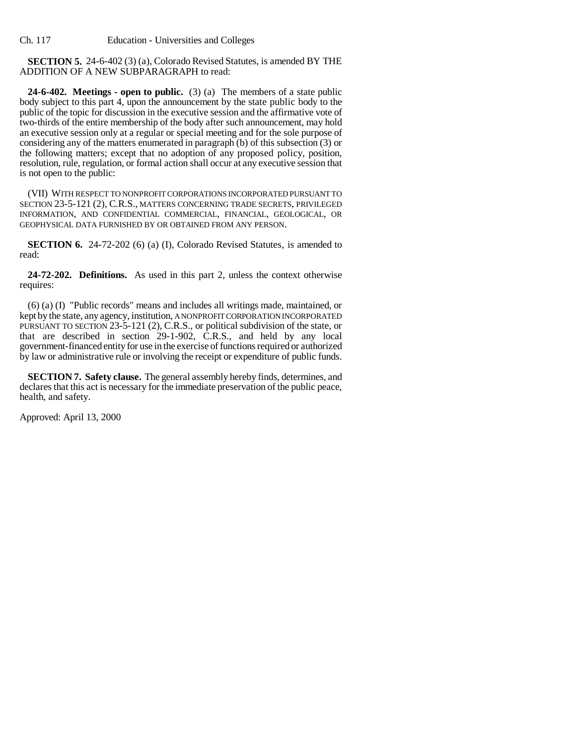**SECTION 5.** 24-6-402 (3) (a), Colorado Revised Statutes, is amended BY THE ADDITION OF A NEW SUBPARAGRAPH to read:

**24-6-402. Meetings - open to public.** (3) (a) The members of a state public body subject to this part 4, upon the announcement by the state public body to the public of the topic for discussion in the executive session and the affirmative vote of two-thirds of the entire membership of the body after such announcement, may hold an executive session only at a regular or special meeting and for the sole purpose of considering any of the matters enumerated in paragraph (b) of this subsection (3) or the following matters; except that no adoption of any proposed policy, position, resolution, rule, regulation, or formal action shall occur at any executive session that is not open to the public:

(VII) WITH RESPECT TO NONPROFIT CORPORATIONS INCORPORATED PURSUANT TO SECTION 23-5-121 (2), C.R.S., MATTERS CONCERNING TRADE SECRETS, PRIVILEGED INFORMATION, AND CONFIDENTIAL COMMERCIAL, FINANCIAL, GEOLOGICAL, OR GEOPHYSICAL DATA FURNISHED BY OR OBTAINED FROM ANY PERSON.

**SECTION 6.** 24-72-202 (6) (a) (I), Colorado Revised Statutes, is amended to read:

**24-72-202. Definitions.** As used in this part 2, unless the context otherwise requires:

(6) (a) (I) "Public records" means and includes all writings made, maintained, or kept by the state, any agency, institution, A NONPROFIT CORPORATION INCORPORATED PURSUANT TO SECTION 23-5-121 (2), C.R.S., or political subdivision of the state, or that are described in section 29-1-902, C.R.S., and held by any local government-financed entity for use in the exercise of functions required or authorized by law or administrative rule or involving the receipt or expenditure of public funds.

**SECTION 7. Safety clause.** The general assembly hereby finds, determines, and declares that this act is necessary for the immediate preservation of the public peace, health, and safety.

Approved: April 13, 2000